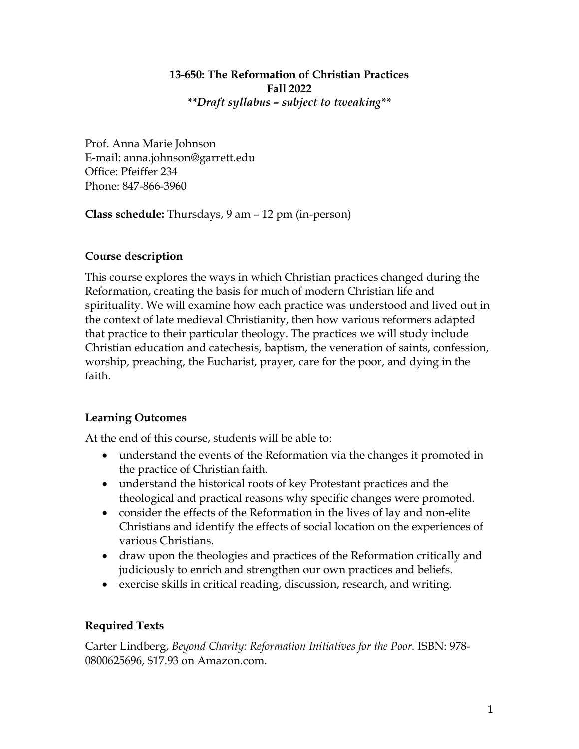**13-650: The Reformation of Christian Practices**
**Fall 2022**
***\*Draft syllabus – subject to tweaking\*\****

Prof. Anna Marie Johnson
E-mail: anna.johnson@garrett.edu
Office: Pfeiffer 234
Phone: 847-866-3960

**Class schedule:** Thursdays, 9 am – 12 pm (in-person)

## Course description

This course explores the ways in which Christian practices changed during the Reformation, creating the basis for much of modern Christian life and spirituality. We will examine how each practice was understood and lived out in the context of late medieval Christianity, then how various reformers adapted that practice to their particular theology. The practices we will study include Christian education and catechesis, baptism, the veneration of saints, confession, worship, preaching, the Eucharist, prayer, care for the poor, and dying in the faith.

## Learning Outcomes

At the end of this course, students will be able to:

- understand the events of the Reformation via the changes it promoted in the practice of Christian faith.
- understand the historical roots of key Protestant practices and the theological and practical reasons why specific changes were promoted.
- consider the effects of the Reformation in the lives of lay and non-elite Christians and identify the effects of social location on the experiences of various Christians.
- draw upon the theologies and practices of the Reformation critically and judiciously to enrich and strengthen our own practices and beliefs.
- exercise skills in critical reading, discussion, research, and writing.

## Required Texts

Carter Lindberg, *Beyond Charity: Reformation Initiatives for the Poor.* ISBN: 978-0800625696, $17.93 on Amazon.com.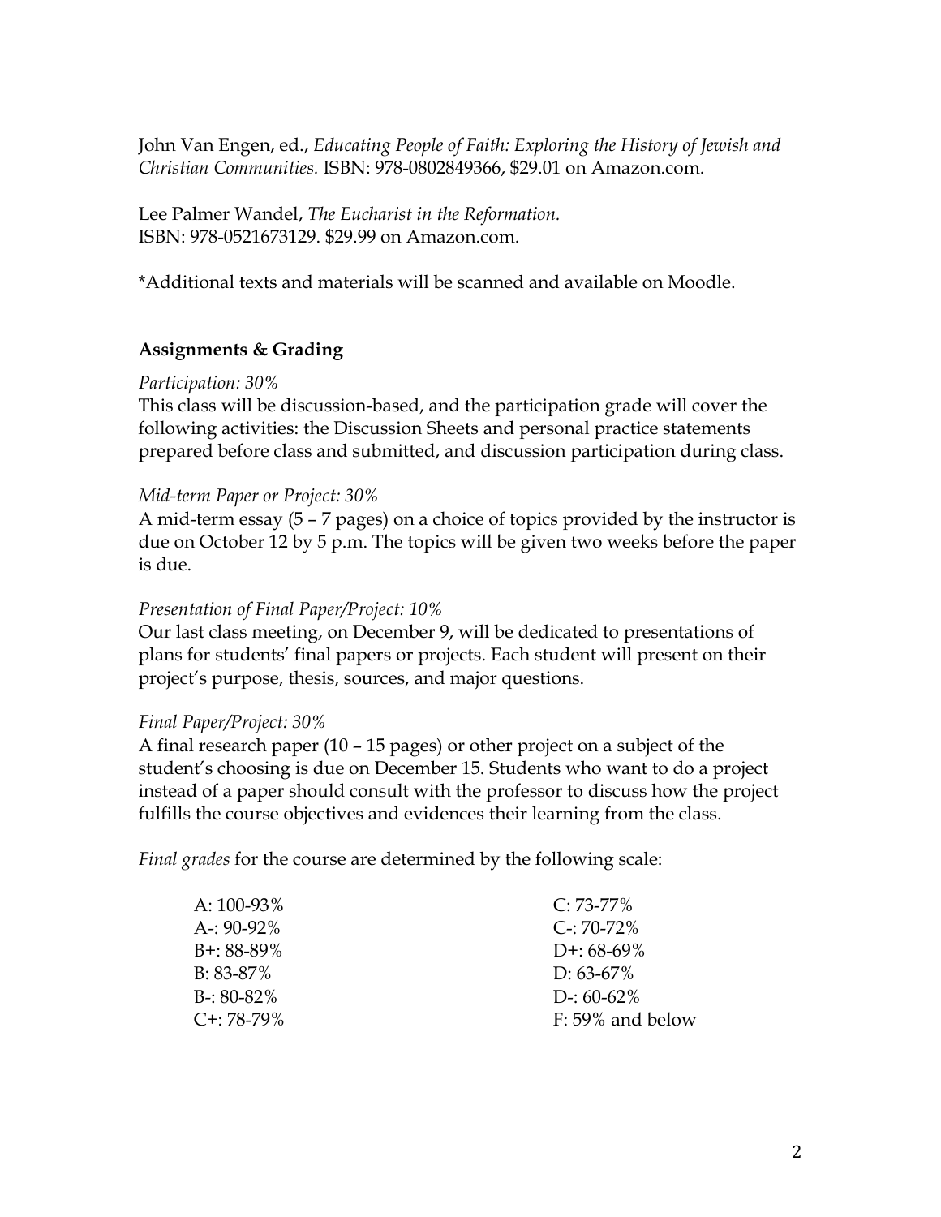John Van Engen, ed., *Educating People of Faith: Exploring the History of Jewish and Christian Communities.* ISBN: 978-0802849366, $29.01 on Amazon.com.

Lee Palmer Wandel, *The Eucharist in the Reformation.* ISBN: 978-0521673129. $29.99 on Amazon.com.

*Additional texts and materials will be scanned and available on Moodle.

**Assignments & Grading**

*Participation: 30%*
This class will be discussion-based, and the participation grade will cover the following activities: the Discussion Sheets and personal practice statements prepared before class and submitted, and discussion participation during class.

*Mid-term Paper or Project: 30%*
A mid-term essay (5 – 7 pages) on a choice of topics provided by the instructor is due on October 12 by 5 p.m. The topics will be given two weeks before the paper is due.

*Presentation of Final Paper/Project: 10%*
Our last class meeting, on December 9, will be dedicated to presentations of plans for students' final papers or projects. Each student will present on their project's purpose, thesis, sources, and major questions.

*Final Paper/Project: 30%*
A final research paper (10 – 15 pages) or other project on a subject of the student's choosing is due on December 15. Students who want to do a project instead of a paper should consult with the professor to discuss how the project fulfills the course objectives and evidences their learning from the class.

*Final grades* for the course are determined by the following scale:

A: 100-93%
A-: 90-92%
B+: 88-89%
B: 83-87%
B-: 80-82%
C+: 78-79%
C: 73-77%
C-: 70-72%
D+: 68-69%
D: 63-67%
D-: 60-62%
F: 59% and below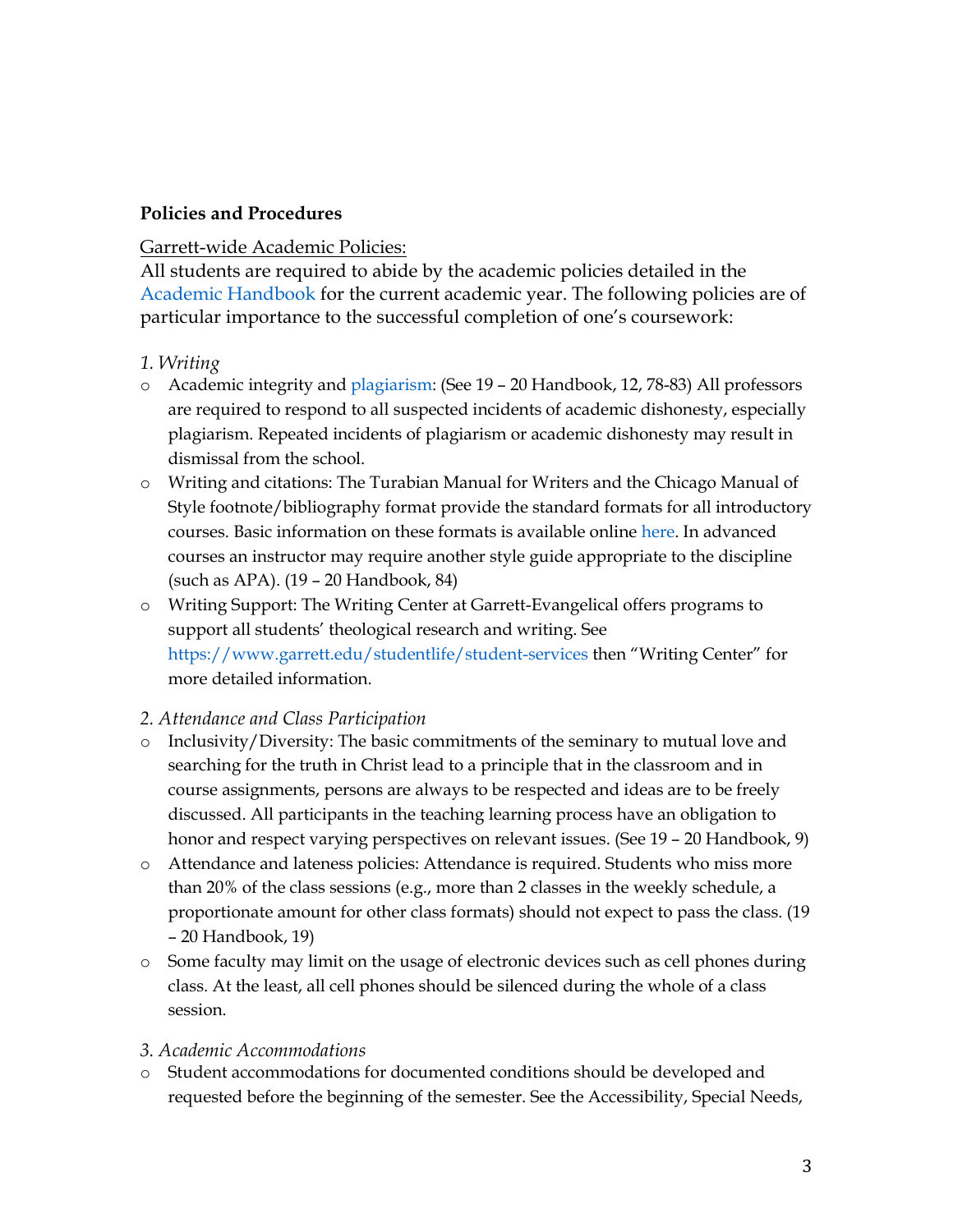**Policies and Procedures**

Garrett-wide Academic Policies:

All students are required to abide by the academic policies detailed in the Academic Handbook for the current academic year. The following policies are of particular importance to the successful completion of one's coursework:

*1. Writing*

- Academic integrity and plagiarism: (See 19 – 20 Handbook, 12, 78-83) All professors are required to respond to all suspected incidents of academic dishonesty, especially plagiarism. Repeated incidents of plagiarism or academic dishonesty may result in dismissal from the school.
- Writing and citations: The Turabian Manual for Writers and the Chicago Manual of Style footnote/bibliography format provide the standard formats for all introductory courses. Basic information on these formats is available online here. In advanced courses an instructor may require another style guide appropriate to the discipline (such as APA). (19 – 20 Handbook, 84)
- Writing Support: The Writing Center at Garrett-Evangelical offers programs to support all students' theological research and writing. See https://www.garrett.edu/studentlife/student-services then "Writing Center" for more detailed information.

*2. Attendance and Class Participation*

- Inclusivity/Diversity: The basic commitments of the seminary to mutual love and searching for the truth in Christ lead to a principle that in the classroom and in course assignments, persons are always to be respected and ideas are to be freely discussed. All participants in the teaching learning process have an obligation to honor and respect varying perspectives on relevant issues. (See 19 – 20 Handbook, 9)
- Attendance and lateness policies: Attendance is required. Students who miss more than 20% of the class sessions (e.g., more than 2 classes in the weekly schedule, a proportionate amount for other class formats) should not expect to pass the class. (19 – 20 Handbook, 19)
- Some faculty may limit on the usage of electronic devices such as cell phones during class. At the least, all cell phones should be silenced during the whole of a class session.

*3. Academic Accommodations*

- Student accommodations for documented conditions should be developed and requested before the beginning of the semester. See the Accessibility, Special Needs,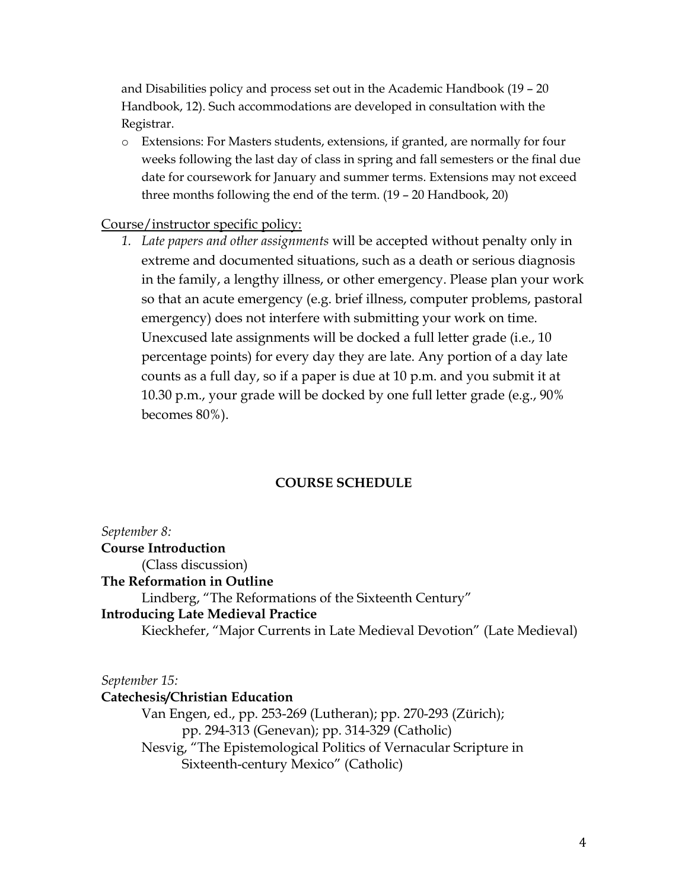and Disabilities policy and process set out in the Academic Handbook (19 – 20 Handbook, 12). Such accommodations are developed in consultation with the Registrar.

- Extensions: For Masters students, extensions, if granted, are normally for four weeks following the last day of class in spring and fall semesters or the final due date for coursework for January and summer terms. Extensions may not exceed three months following the end of the term. (19 – 20 Handbook, 20)

<u>Course/instructor specific policy:</u>

1. *Late papers and other assignments* will be accepted without penalty only in extreme and documented situations, such as a death or serious diagnosis in the family, a lengthy illness, or other emergency. Please plan your work so that an acute emergency (e.g. brief illness, computer problems, pastoral emergency) does not interfere with submitting your work on time. Unexcused late assignments will be docked a full letter grade (i.e., 10 percentage points) for every day they are late. Any portion of a day late counts as a full day, so if a paper is due at 10 p.m. and you submit it at 10.30 p.m., your grade will be docked by one full letter grade (e.g., 90% becomes 80%).

## COURSE SCHEDULE

*September 8:*

**Course Introduction**
(Class discussion)

**The Reformation in Outline**
Lindberg, "The Reformations of the Sixteenth Century"

**Introducing Late Medieval Practice**
Kieckhefer, "Major Currents in Late Medieval Devotion" (Late Medieval)

*September 15:*

**Catechesis/Christian Education**
Van Engen, ed., pp. 253-269 (Lutheran); pp. 270-293 (Zürich); pp. 294-313 (Genevan); pp. 314-329 (Catholic)
Nesvig, "The Epistemological Politics of Vernacular Scripture in Sixteenth-century Mexico" (Catholic)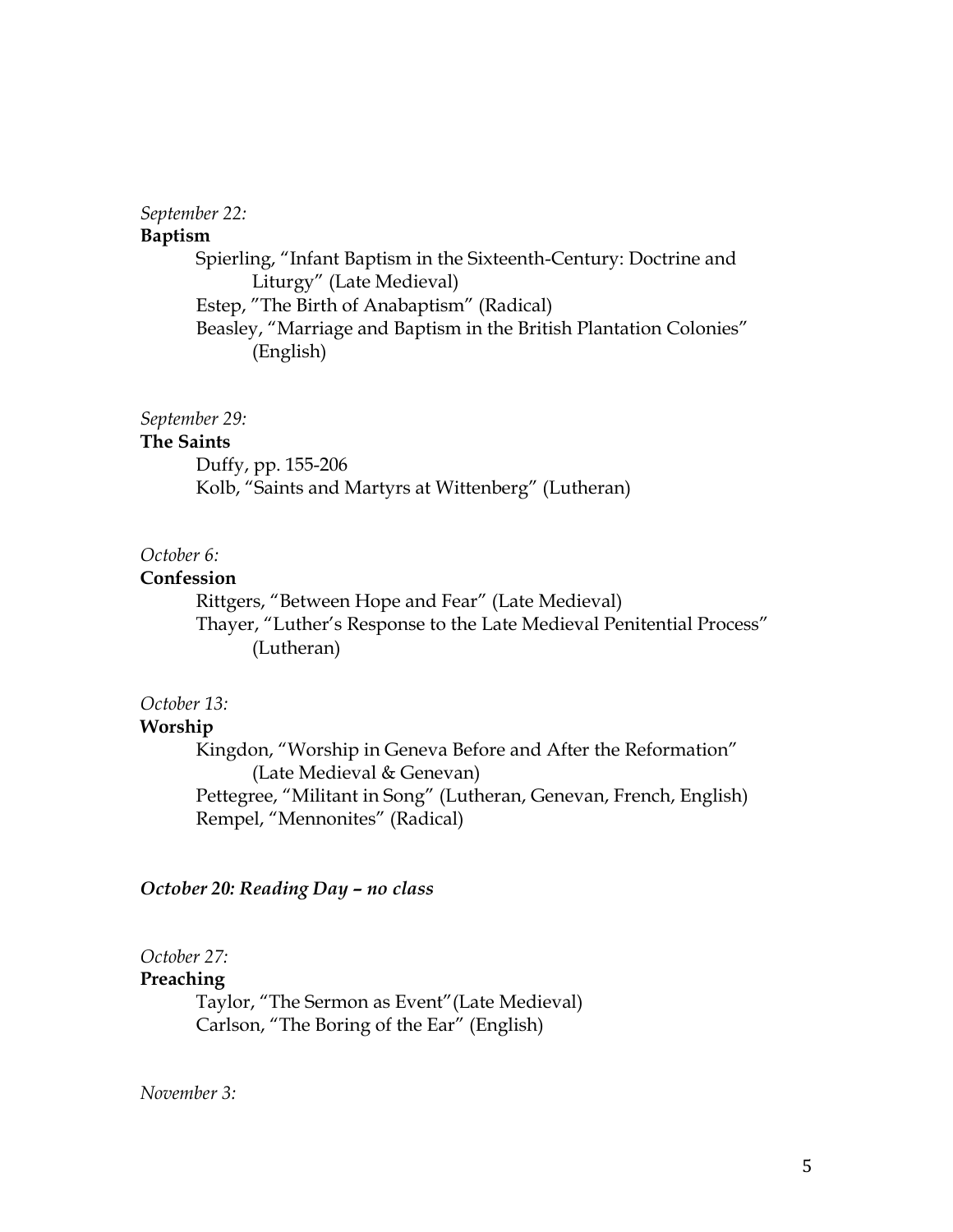*September 22:*

**Baptism**

Spierling, “Infant Baptism in the Sixteenth-Century: Doctrine and Liturgy” (Late Medieval)
Estep, ”The Birth of Anabaptism” (Radical)
Beasley, “Marriage and Baptism in the British Plantation Colonies” (English)

*September 29:*

**The Saints**

Duffy, pp. 155-206
Kolb, “Saints and Martyrs at Wittenberg” (Lutheran)

*October 6:*

**Confession**

Rittgers, “Between Hope and Fear” (Late Medieval)
Thayer, “Luther’s Response to the Late Medieval Penitential Process” (Lutheran)

*October 13:*

**Worship**

Kingdon, “Worship in Geneva Before and After the Reformation” (Late Medieval & Genevan)
Pettegree, “Militant in Song” (Lutheran, Genevan, French, English)
Rempel, “Mennonites” (Radical)

***October 20: Reading Day – no class***

*October 27:*

**Preaching**

Taylor, “The Sermon as Event”(Late Medieval)
Carlson, “The Boring of the Ear” (English)

*November 3:*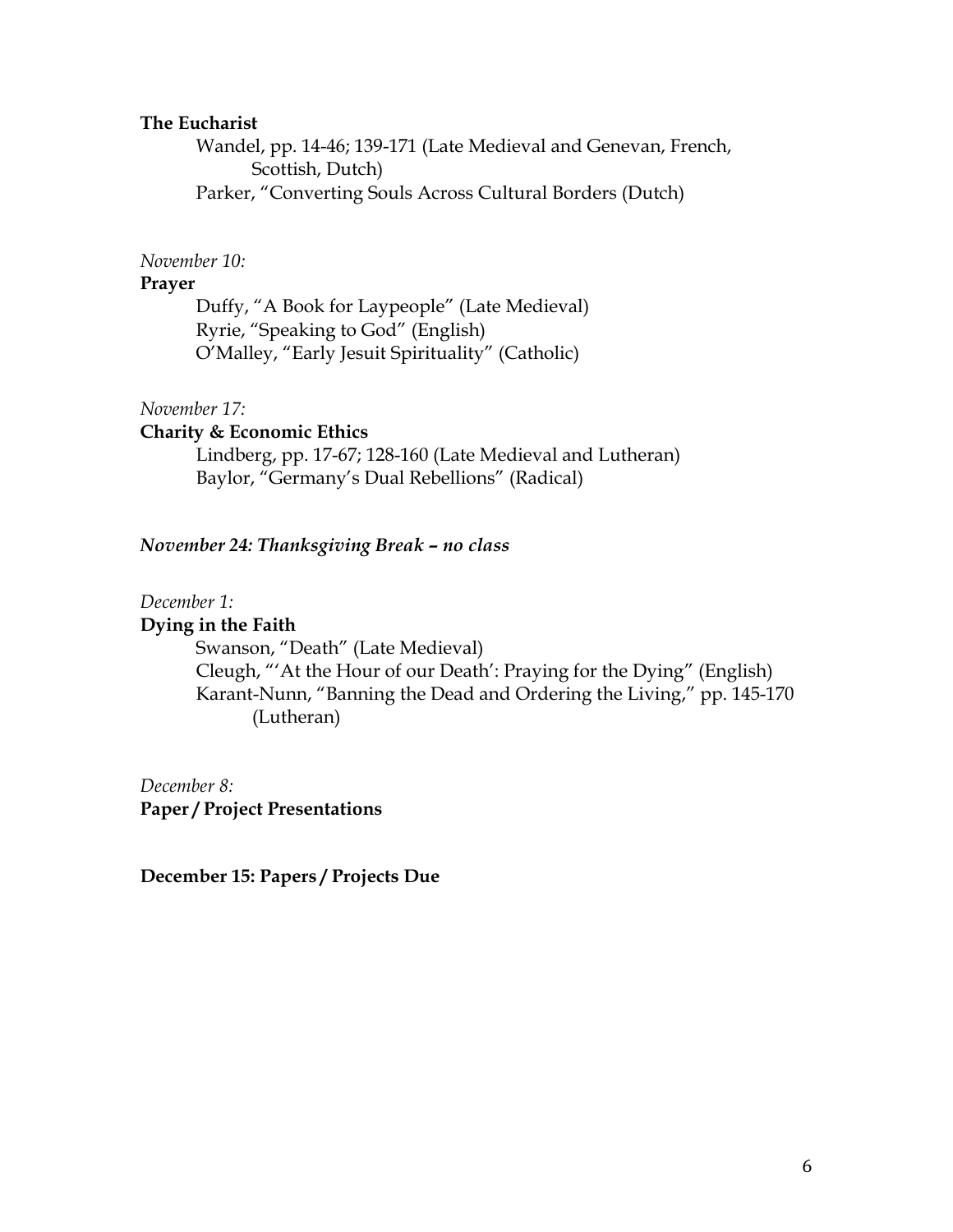**The Eucharist**

Wandel, pp. 14-46; 139-171 (Late Medieval and Genevan, French, Scottish, Dutch)

Parker, "Converting Souls Across Cultural Borders (Dutch)

*November 10:*

**Prayer**

Duffy, "A Book for Laypeople" (Late Medieval)

Ryrie, "Speaking to God" (English)

O'Malley, "Early Jesuit Spirituality" (Catholic)

*November 17:*

**Charity & Economic Ethics**

Lindberg, pp. 17-67; 128-160 (Late Medieval and Lutheran)

Baylor, "Germany's Dual Rebellions" (Radical)

***November 24: Thanksgiving Break – no class***

*December 1:*

**Dying in the Faith**

Swanson, "Death" (Late Medieval)

Cleugh, "'At the Hour of our Death': Praying for the Dying" (English)

Karant-Nunn, "Banning the Dead and Ordering the Living," pp. 145-170 (Lutheran)

*December 8:*

**Paper / Project Presentations**

**December 15: Papers / Projects Due**